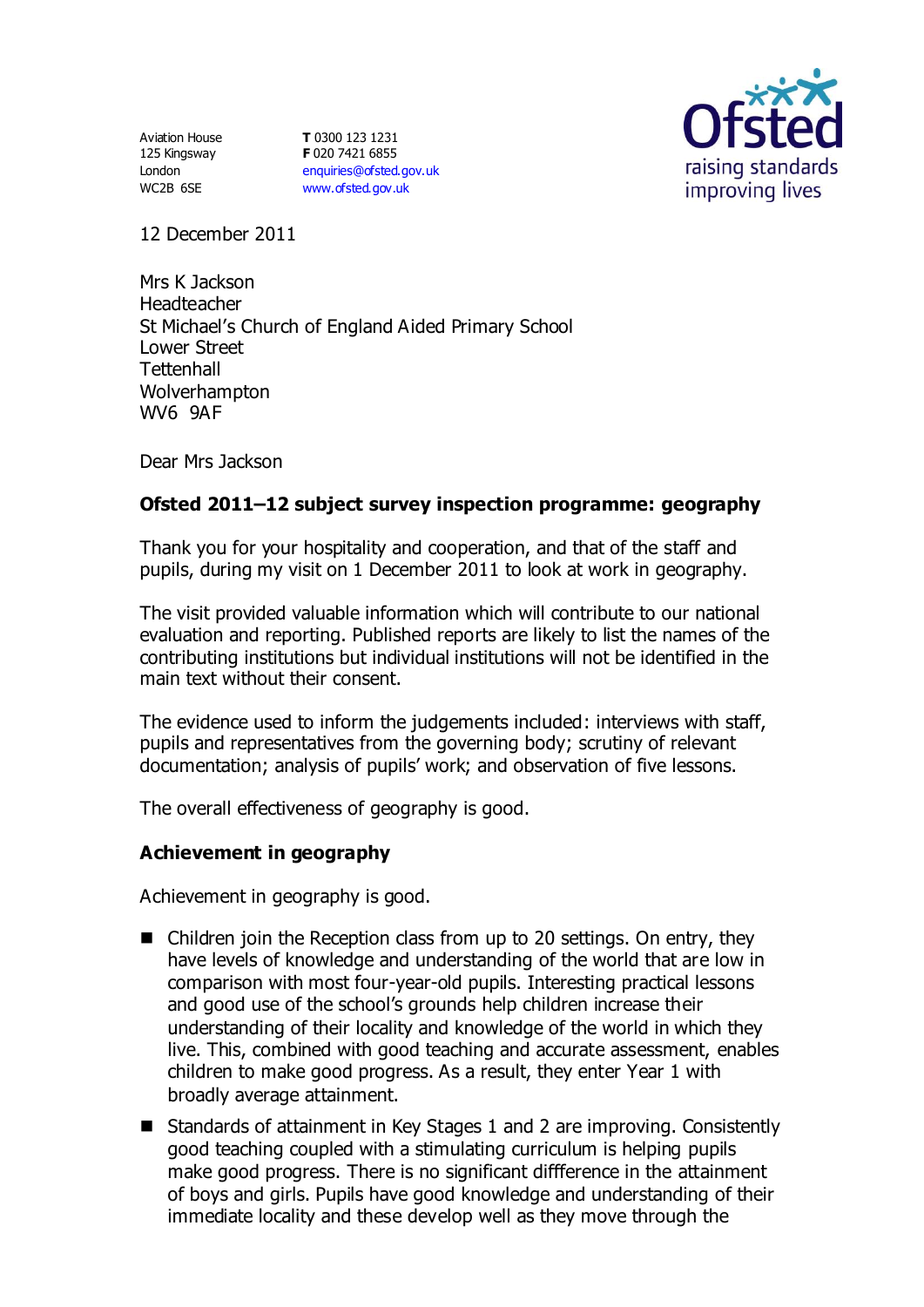Aviation House
125 Kingsway
London
WC2B 6SE

**T** 0300 123 1231
**F** 020 7421 6855
enquiries@ofsted.gov.uk
www.ofsted.gov.uk

Ofsted
raising standards
improving lives

12 December 2011

Mrs K Jackson
Headteacher
St Michael's Church of England Aided Primary School
Lower Street
Tettenhall
Wolverhampton
WV6 9AF

Dear Mrs Jackson

**Ofsted 2011–12 subject survey inspection programme: geography**

Thank you for your hospitality and cooperation, and that of the staff and pupils, during my visit on 1 December 2011 to look at work in geography.

The visit provided valuable information which will contribute to our national evaluation and reporting. Published reports are likely to list the names of the contributing institutions but individual institutions will not be identified in the main text without their consent.

The evidence used to inform the judgements included: interviews with staff, pupils and representatives from the governing body; scrutiny of relevant documentation; analysis of pupils' work; and observation of five lessons.

The overall effectiveness of geography is good.

**Achievement in geography**

Achievement in geography is good.

- Children join the Reception class from up to 20 settings. On entry, they have levels of knowledge and understanding of the world that are low in comparison with most four-year-old pupils. Interesting practical lessons and good use of the school's grounds help children increase their understanding of their locality and knowledge of the world in which they live. This, combined with good teaching and accurate assessment, enables children to make good progress. As a result, they enter Year 1 with broadly average attainment.
- Standards of attainment in Key Stages 1 and 2 are improving. Consistently good teaching coupled with a stimulating curriculum is helping pupils make good progress. There is no significant diffference in the attainment of boys and girls. Pupils have good knowledge and understanding of their immediate locality and these develop well as they move through the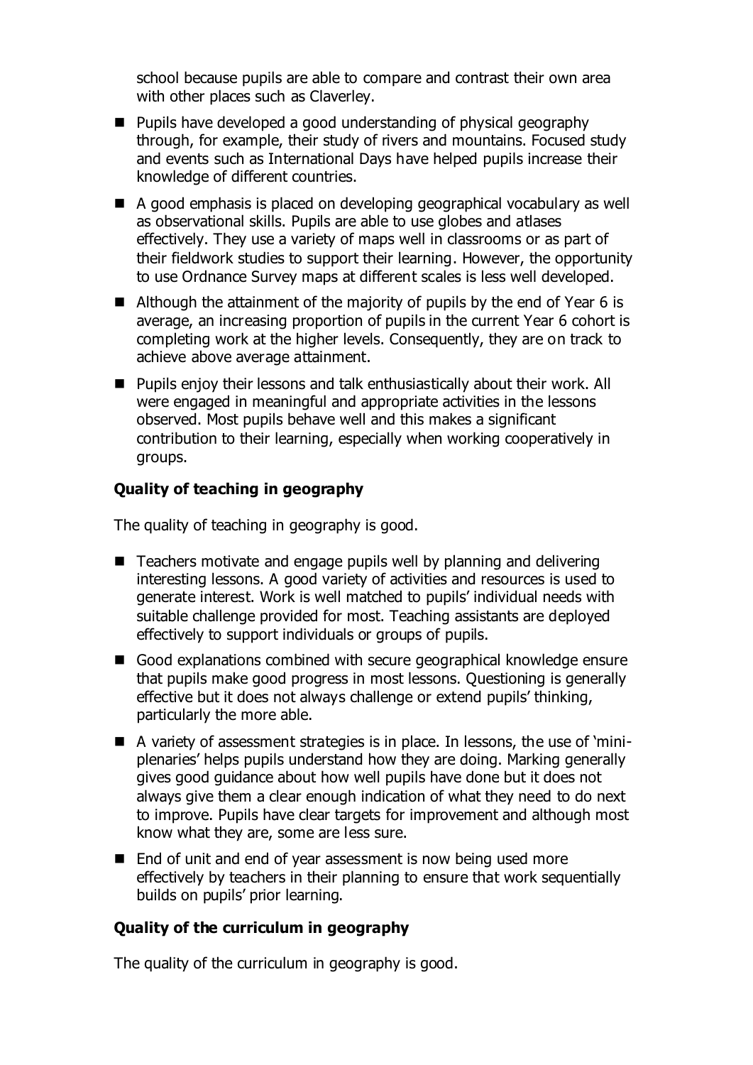school because pupils are able to compare and contrast their own area with other places such as Claverley.

- Pupils have developed a good understanding of physical geography through, for example, their study of rivers and mountains. Focused study and events such as International Days have helped pupils increase their knowledge of different countries.
- A good emphasis is placed on developing geographical vocabulary as well as observational skills. Pupils are able to use globes and atlases effectively. They use a variety of maps well in classrooms or as part of their fieldwork studies to support their learning. However, the opportunity to use Ordnance Survey maps at different scales is less well developed.
- Although the attainment of the majority of pupils by the end of Year 6 is average, an increasing proportion of pupils in the current Year 6 cohort is completing work at the higher levels. Consequently, they are on track to achieve above average attainment.
- Pupils enjoy their lessons and talk enthusiastically about their work. All were engaged in meaningful and appropriate activities in the lessons observed. Most pupils behave well and this makes a significant contribution to their learning, especially when working cooperatively in groups.

**Quality of teaching in geography**

The quality of teaching in geography is good.

- Teachers motivate and engage pupils well by planning and delivering interesting lessons. A good variety of activities and resources is used to generate interest. Work is well matched to pupils' individual needs with suitable challenge provided for most. Teaching assistants are deployed effectively to support individuals or groups of pupils.
- Good explanations combined with secure geographical knowledge ensure that pupils make good progress in most lessons. Questioning is generally effective but it does not always challenge or extend pupils' thinking, particularly the more able.
- A variety of assessment strategies is in place. In lessons, the use of 'mini-plenaries' helps pupils understand how they are doing. Marking generally gives good guidance about how well pupils have done but it does not always give them a clear enough indication of what they need to do next to improve. Pupils have clear targets for improvement and although most know what they are, some are less sure.
- End of unit and end of year assessment is now being used more effectively by teachers in their planning to ensure that work sequentially builds on pupils' prior learning.

**Quality of the curriculum in geography**

The quality of the curriculum in geography is good.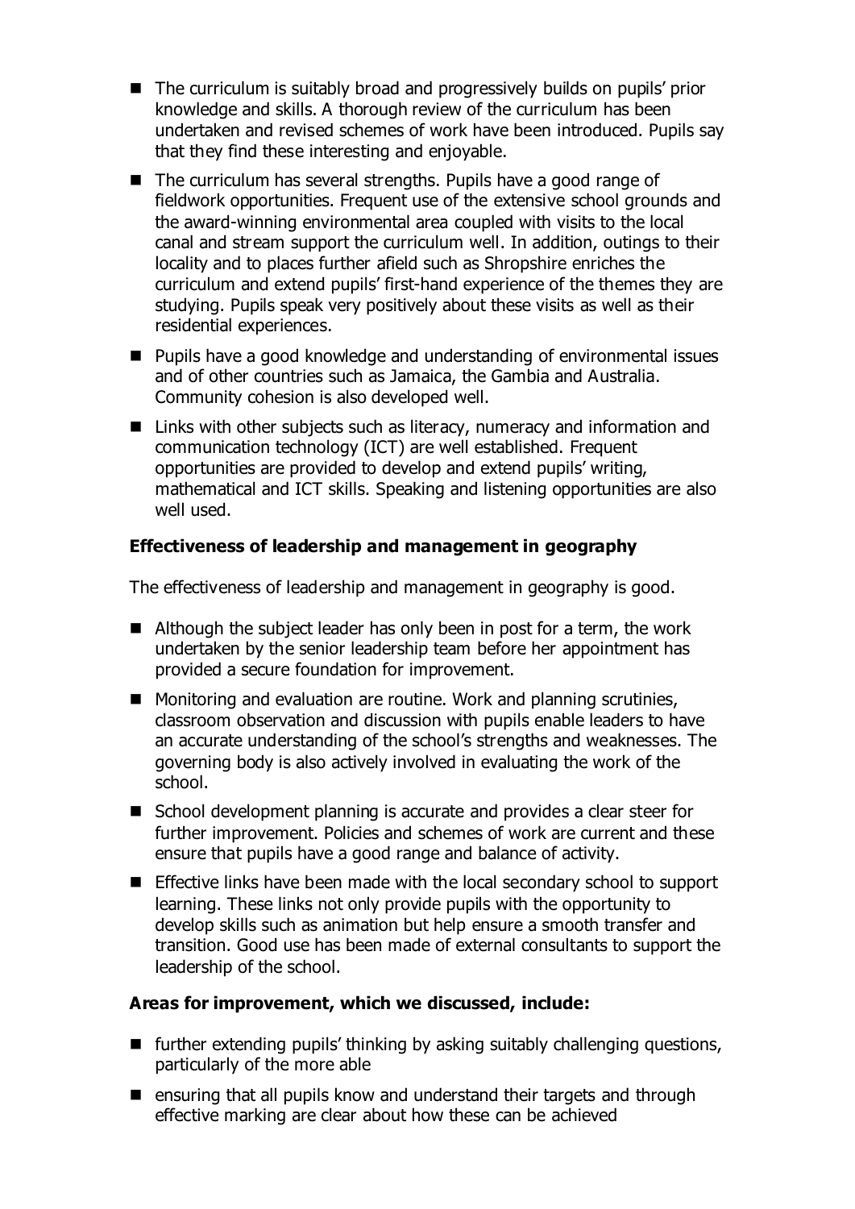- The curriculum is suitably broad and progressively builds on pupils' prior knowledge and skills. A thorough review of the curriculum has been undertaken and revised schemes of work have been introduced. Pupils say that they find these interesting and enjoyable.
- The curriculum has several strengths. Pupils have a good range of fieldwork opportunities. Frequent use of the extensive school grounds and the award-winning environmental area coupled with visits to the local canal and stream support the curriculum well. In addition, outings to their locality and to places further afield such as Shropshire enriches the curriculum and extend pupils' first-hand experience of the themes they are studying. Pupils speak very positively about these visits as well as their residential experiences.
- Pupils have a good knowledge and understanding of environmental issues and of other countries such as Jamaica, the Gambia and Australia. Community cohesion is also developed well.
- Links with other subjects such as literacy, numeracy and information and communication technology (ICT) are well established. Frequent opportunities are provided to develop and extend pupils' writing, mathematical and ICT skills. Speaking and listening opportunities are also well used.

**Effectiveness of leadership and management in geography**

The effectiveness of leadership and management in geography is good.

- Although the subject leader has only been in post for a term, the work undertaken by the senior leadership team before her appointment has provided a secure foundation for improvement.
- Monitoring and evaluation are routine. Work and planning scrutinies, classroom observation and discussion with pupils enable leaders to have an accurate understanding of the school's strengths and weaknesses. The governing body is also actively involved in evaluating the work of the school.
- School development planning is accurate and provides a clear steer for further improvement. Policies and schemes of work are current and these ensure that pupils have a good range and balance of activity.
- Effective links have been made with the local secondary school to support learning. These links not only provide pupils with the opportunity to develop skills such as animation but help ensure a smooth transfer and transition. Good use has been made of external consultants to support the leadership of the school.

**Areas for improvement, which we discussed, include:**

- further extending pupils' thinking by asking suitably challenging questions, particularly of the more able
- ensuring that all pupils know and understand their targets and through effective marking are clear about how these can be achieved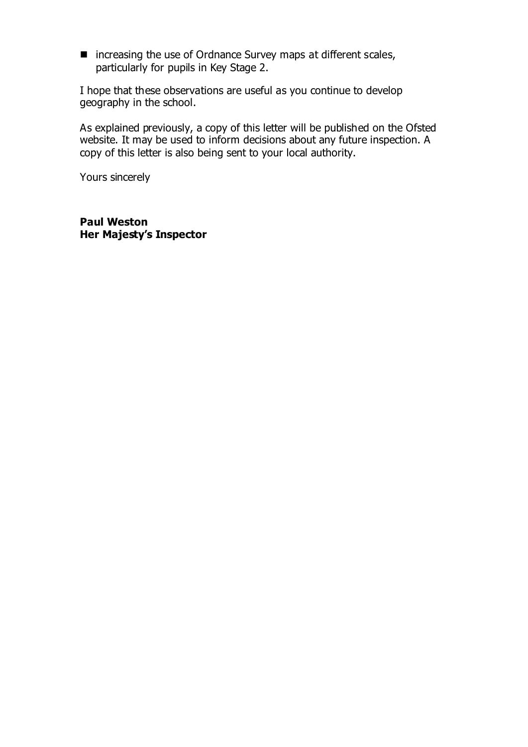- increasing the use of Ordnance Survey maps at different scales, particularly for pupils in Key Stage 2.

I hope that these observations are useful as you continue to develop geography in the school.

As explained previously, a copy of this letter will be published on the Ofsted website. It may be used to inform decisions about any future inspection. A copy of this letter is also being sent to your local authority.

Yours sincerely

**Paul Weston**
**Her Majesty's Inspector**